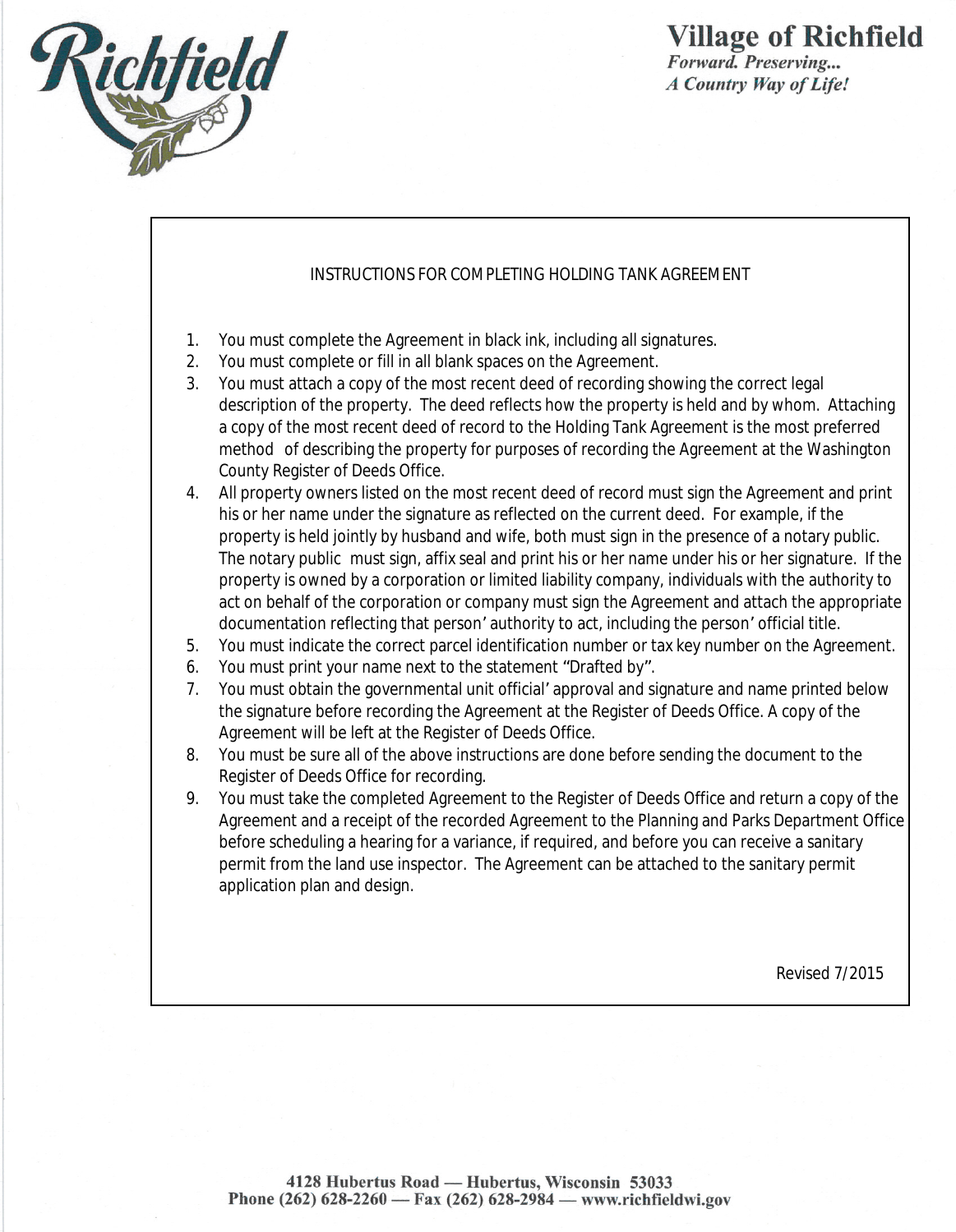# Village of Richfield

*Forward. Preserving...*
*A Country Way of Life!*

## INSTRUCTIONS FOR COMPLETING HOLDING TANK AGREEMENT

1. You must complete the Agreement in black ink, including all signatures.
2. You must complete or fill in all blank spaces on the Agreement.
3. You must attach a copy of the most recent deed of recording showing the correct legal description of the property. The deed reflects how the property is held and by whom. Attaching a copy of the most recent deed of record to the Holding Tank Agreement is the most preferred method of describing the property for purposes of recording the Agreement at the Washington County Register of Deeds Office.
4. All property owners listed on the most recent deed of record must sign the Agreement and print his or her name under the signature as reflected on the current deed. For example, if the property is held jointly by husband and wife, both must sign in the presence of a notary public. The notary public must sign, affix seal and print his or her name under his or her signature. If the property is owned by a corporation or limited liability company, individuals with the authority to act on behalf of the corporation or company must sign the Agreement and attach the appropriate documentation reflecting that person' authority to act, including the person' official title.
5. You must indicate the correct parcel identification number or tax key number on the Agreement.
6. You must print your name next to the statement "Drafted by".
7. You must obtain the governmental unit official' approval and signature and name printed below the signature before recording the Agreement at the Register of Deeds Office. A copy of the Agreement will be left at the Register of Deeds Office.
8. You must be sure all of the above instructions are done before sending the document to the Register of Deeds Office for recording.
9. You must take the completed Agreement to the Register of Deeds Office and return a copy of the Agreement and a receipt of the recorded Agreement to the Planning and Parks Department Office before scheduling a hearing for a variance, if required, and before you can receive a sanitary permit from the land use inspector. The Agreement can be attached to the sanitary permit application plan and design.

Revised 7/2015

4128 Hubertus Road — Hubertus, Wisconsin 53033
Phone (262) 628-2260 — Fax (262) 628-2984 — www.richfieldwi.gov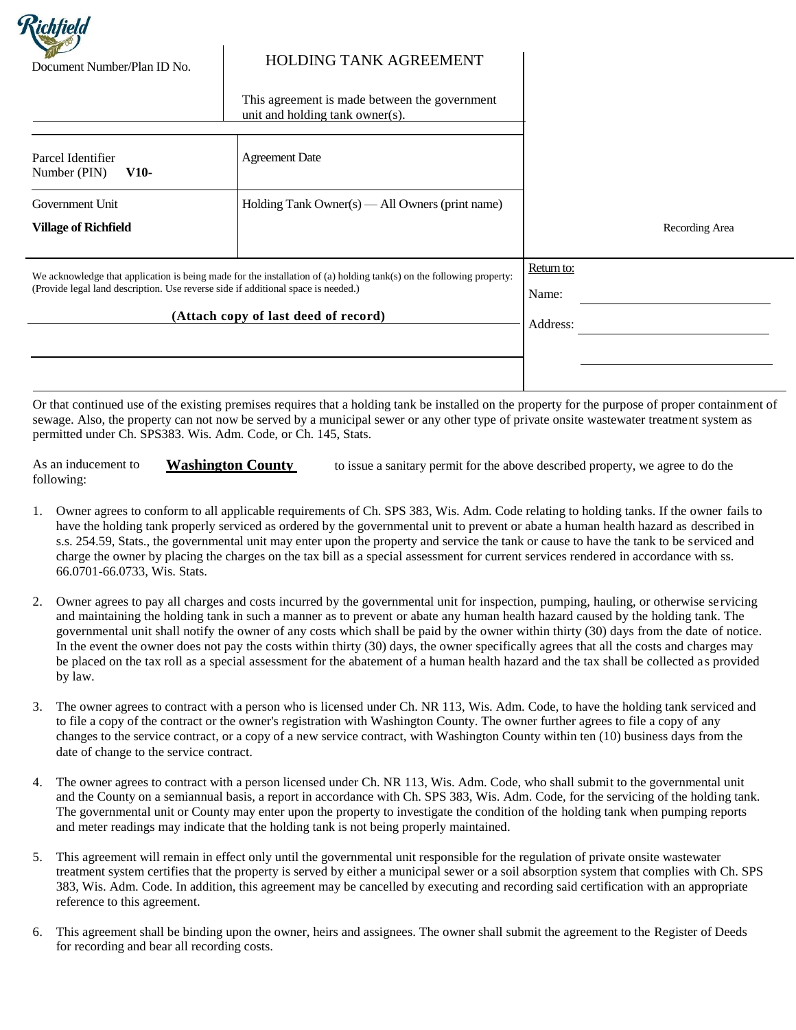Richfield

| Document Number/Plan ID No. | HOLDING TANK AGREEMENT<br><br>This agreement is made between the government unit and holding tank owner(s). | |
|---|---|---|
| Parcel Identifier Number (PIN) **V10-** | Agreement Date | |
| Government Unit<br>**Village of Richfield** | Holding Tank Owner(s) — All Owners (print name) | Recording Area |

We acknowledge that application is being made for the installation of (a) holding tank(s) on the following property: (Provide legal land description. Use reverse side if additional space is needed.)

**(Attach copy of last deed of record)**

Return to:

Name: ______________________

Address: ______________________

______________________

Or that continued use of the existing premises requires that a holding tank be installed on the property for the purpose of proper containment of sewage. Also, the property can not now be served by a municipal sewer or any other type of private onsite wastewater treatment system as permitted under Ch. SPS383. Wis. Adm. Code, or Ch. 145, Stats.

As an inducement to **Washington County** to issue a sanitary permit for the above described property, we agree to do the following:

1. Owner agrees to conform to all applicable requirements of Ch. SPS 383, Wis. Adm. Code relating to holding tanks. If the owner fails to have the holding tank properly serviced as ordered by the governmental unit to prevent or abate a human health hazard as described in s.s. 254.59, Stats., the governmental unit may enter upon the property and service the tank or cause to have the tank to be serviced and charge the owner by placing the charges on the tax bill as a special assessment for current services rendered in accordance with ss. 66.0701-66.0733, Wis. Stats.

2. Owner agrees to pay all charges and costs incurred by the governmental unit for inspection, pumping, hauling, or otherwise servicing and maintaining the holding tank in such a manner as to prevent or abate any human health hazard caused by the holding tank. The governmental unit shall notify the owner of any costs which shall be paid by the owner within thirty (30) days from the date of notice. In the event the owner does not pay the costs within thirty (30) days, the owner specifically agrees that all the costs and charges may be placed on the tax roll as a special assessment for the abatement of a human health hazard and the tax shall be collected as provided by law.

3. The owner agrees to contract with a person who is licensed under Ch. NR 113, Wis. Adm. Code, to have the holding tank serviced and to file a copy of the contract or the owner's registration with Washington County. The owner further agrees to file a copy of any changes to the service contract, or a copy of a new service contract, with Washington County within ten (10) business days from the date of change to the service contract.

4. The owner agrees to contract with a person licensed under Ch. NR 113, Wis. Adm. Code, who shall submit to the governmental unit and the County on a semiannual basis, a report in accordance with Ch. SPS 383, Wis. Adm. Code, for the servicing of the holding tank. The governmental unit or County may enter upon the property to investigate the condition of the holding tank when pumping reports and meter readings may indicate that the holding tank is not being properly maintained.

5. This agreement will remain in effect only until the governmental unit responsible for the regulation of private onsite wastewater treatment system certifies that the property is served by either a municipal sewer or a soil absorption system that complies with Ch. SPS 383, Wis. Adm. Code. In addition, this agreement may be cancelled by executing and recording said certification with an appropriate reference to this agreement.

6. This agreement shall be binding upon the owner, heirs and assignees. The owner shall submit the agreement to the Register of Deeds for recording and bear all recording costs.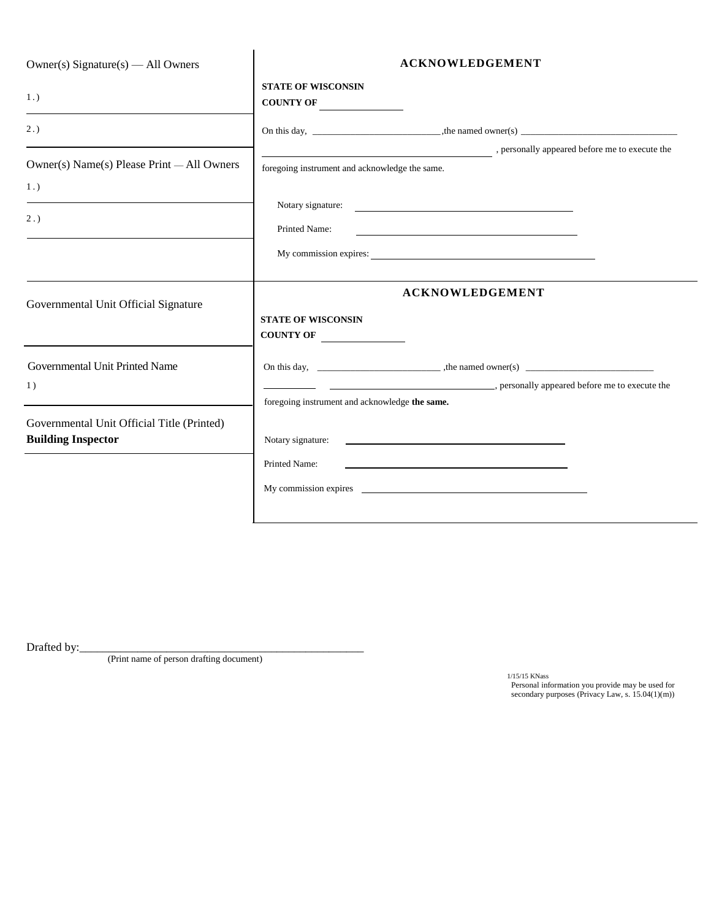Owner(s) Signature(s) — All Owners

1.) ______________________

2.) ______________________

Owner(s) Name(s) Please Print — All Owners

1.) ______________________

2.) ______________________

## ACKNOWLEDGEMENT

**STATE OF WISCONSIN**

**COUNTY OF** ____________

On this day, ______________________,the named owner(s) ______________________________ ________________________________________ , personally appeared before me to execute the foregoing instrument and acknowledge the same.

Notary signature: ________________________________

Printed Name: ________________________________

My commission expires: ________________________________

Governmental Unit Official Signature

______________________

Governmental Unit Printed Name

1) ______________________

Governmental Unit Official Title (Printed)
**Building Inspector**

## ACKNOWLEDGEMENT

**STATE OF WISCONSIN**

**COUNTY OF** ____________

On this day, ______________________ ,the named owner(s) ______________________ ________ ______________________________, personally appeared before me to execute the foregoing instrument and acknowledge **the same.**

Notary signature: ________________________________

Printed Name: ________________________________

My commission expires ________________________________

Drafted by:________________________________________________
(Print name of person drafting document)

1/15/15 KNass
Personal information you provide may be used for secondary purposes (Privacy Law, s. 15.04(1)(m))